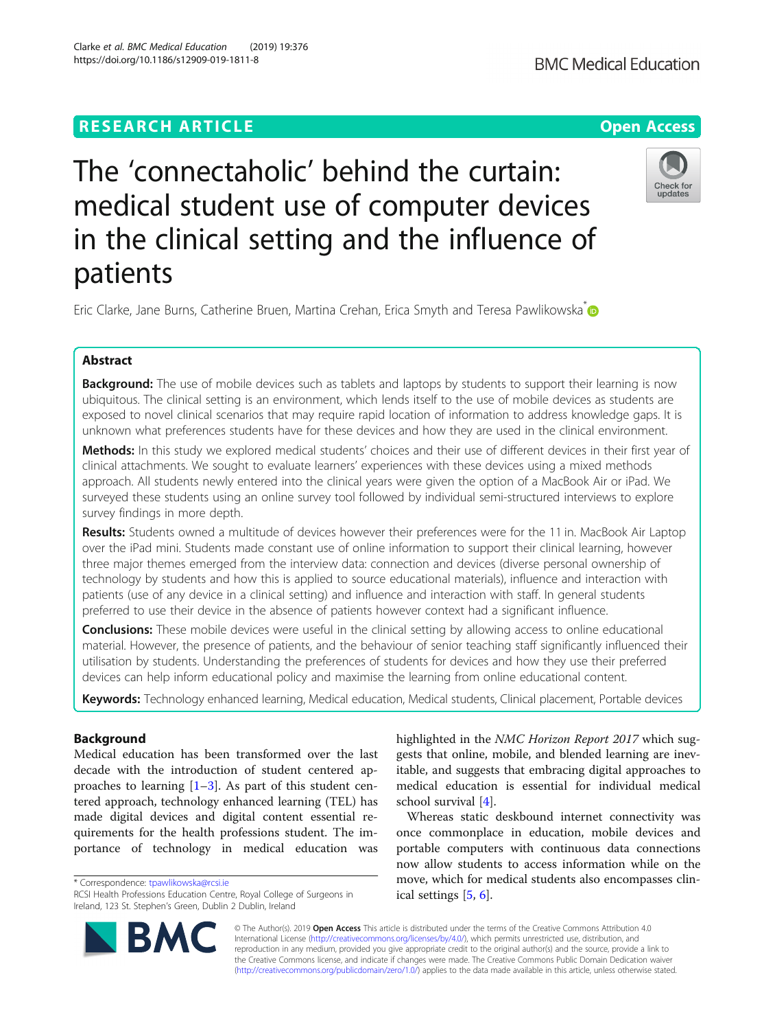RESEARCH ARTICLE

Open Access

# The 'connectaholic' behind the curtain: medical student use of computer devices in the clinical setting and the influence of patients

Eric Clarke, Jane Burns, Catherine Bruen, Martina Crehan, Erica Smyth and Teresa Pawlikowska*

## Abstract

**Background:** The use of mobile devices such as tablets and laptops by students to support their learning is now ubiquitous. The clinical setting is an environment, which lends itself to the use of mobile devices as students are exposed to novel clinical scenarios that may require rapid location of information to address knowledge gaps. It is unknown what preferences students have for these devices and how they are used in the clinical environment.

**Methods:** In this study we explored medical students' choices and their use of different devices in their first year of clinical attachments. We sought to evaluate learners' experiences with these devices using a mixed methods approach. All students newly entered into the clinical years were given the option of a MacBook Air or iPad. We surveyed these students using an online survey tool followed by individual semi-structured interviews to explore survey findings in more depth.

**Results:** Students owned a multitude of devices however their preferences were for the 11 in. MacBook Air Laptop over the iPad mini. Students made constant use of online information to support their clinical learning, however three major themes emerged from the interview data: connection and devices (diverse personal ownership of technology by students and how this is applied to source educational materials), influence and interaction with patients (use of any device in a clinical setting) and influence and interaction with staff. In general students preferred to use their device in the absence of patients however context had a significant influence.

**Conclusions:** These mobile devices were useful in the clinical setting by allowing access to online educational material. However, the presence of patients, and the behaviour of senior teaching staff significantly influenced their utilisation by students. Understanding the preferences of students for devices and how they use their preferred devices can help inform educational policy and maximise the learning from online educational content.

**Keywords:** Technology enhanced learning, Medical education, Medical students, Clinical placement, Portable devices

## Background

Medical education has been transformed over the last decade with the introduction of student centered approaches to learning [1–3]. As part of this student centered approach, technology enhanced learning (TEL) has made digital devices and digital content essential requirements for the health professions student. The importance of technology in medical education was highlighted in the *NMC Horizon Report 2017* which suggests that online, mobile, and blended learning are inevitable, and suggests that embracing digital approaches to medical education is essential for individual medical school survival [4].

Whereas static deskbound internet connectivity was once commonplace in education, mobile devices and portable computers with continuous data connections now allow students to access information while on the move, which for medical students also encompasses clinical settings [5, 6].

* Correspondence: tpawlikowska@rcsi.ie
RCSI Health Professions Education Centre, Royal College of Surgeons in Ireland, 123 St. Stephen's Green, Dublin 2 Dublin, Ireland

© The Author(s). 2019 **Open Access** This article is distributed under the terms of the Creative Commons Attribution 4.0 International License (http://creativecommons.org/licenses/by/4.0/), which permits unrestricted use, distribution, and reproduction in any medium, provided you give appropriate credit to the original author(s) and the source, provide a link to the Creative Commons license, and indicate if changes were made. The Creative Commons Public Domain Dedication waiver (http://creativecommons.org/publicdomain/zero/1.0/) applies to the data made available in this article, unless otherwise stated.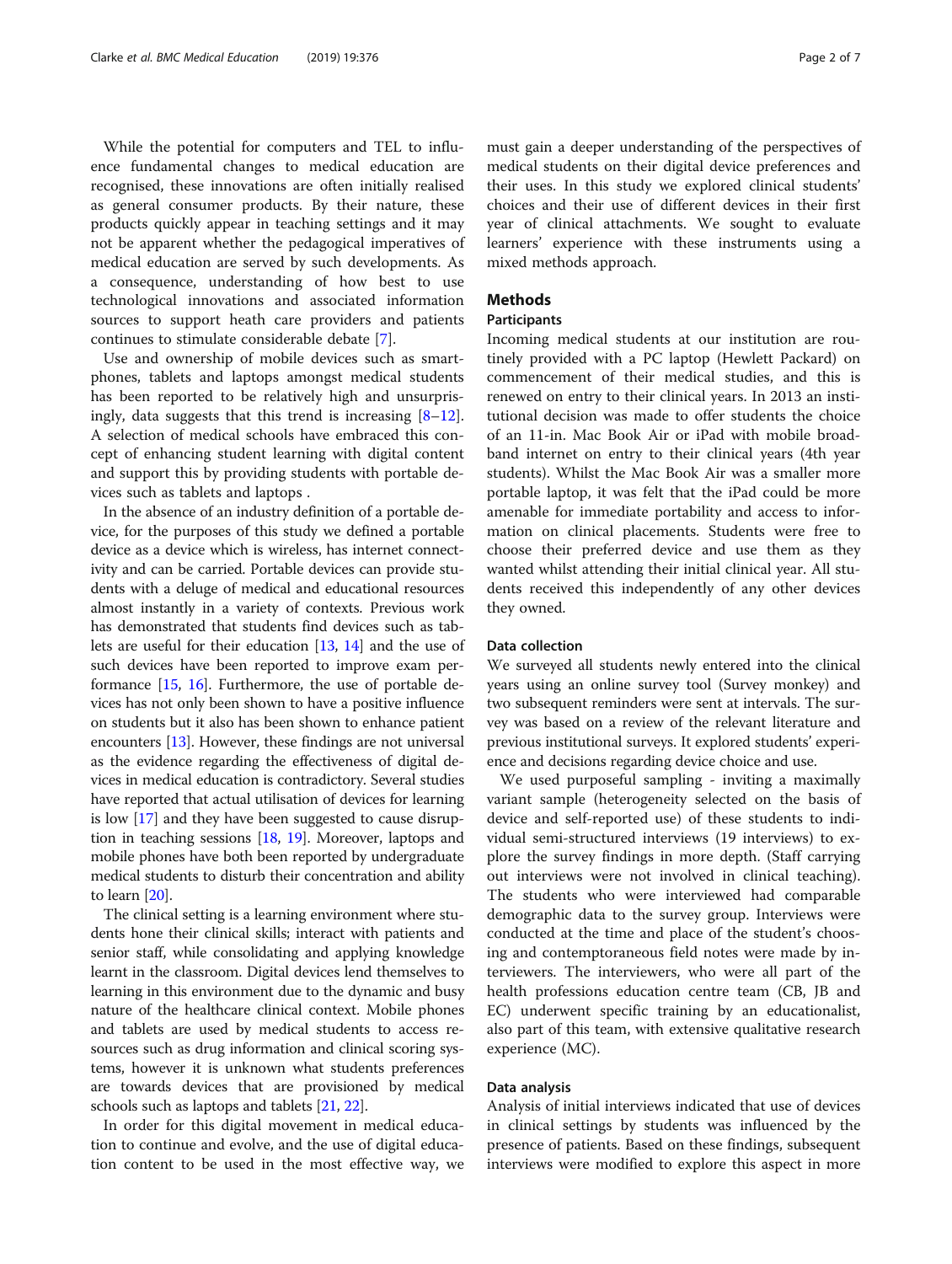While the potential for computers and TEL to influence fundamental changes to medical education are recognised, these innovations are often initially realised as general consumer products. By their nature, these products quickly appear in teaching settings and it may not be apparent whether the pedagogical imperatives of medical education are served by such developments. As a consequence, understanding of how best to use technological innovations and associated information sources to support heath care providers and patients continues to stimulate considerable debate [7].

Use and ownership of mobile devices such as smartphones, tablets and laptops amongst medical students has been reported to be relatively high and unsurprisingly, data suggests that this trend is increasing [8–12]. A selection of medical schools have embraced this concept of enhancing student learning with digital content and support this by providing students with portable devices such as tablets and laptops .

In the absence of an industry definition of a portable device, for the purposes of this study we defined a portable device as a device which is wireless, has internet connectivity and can be carried. Portable devices can provide students with a deluge of medical and educational resources almost instantly in a variety of contexts. Previous work has demonstrated that students find devices such as tablets are useful for their education [13, 14] and the use of such devices have been reported to improve exam performance [15, 16]. Furthermore, the use of portable devices has not only been shown to have a positive influence on students but it also has been shown to enhance patient encounters [13]. However, these findings are not universal as the evidence regarding the effectiveness of digital devices in medical education is contradictory. Several studies have reported that actual utilisation of devices for learning is low [17] and they have been suggested to cause disruption in teaching sessions [18, 19]. Moreover, laptops and mobile phones have both been reported by undergraduate medical students to disturb their concentration and ability to learn [20].

The clinical setting is a learning environment where students hone their clinical skills; interact with patients and senior staff, while consolidating and applying knowledge learnt in the classroom. Digital devices lend themselves to learning in this environment due to the dynamic and busy nature of the healthcare clinical context. Mobile phones and tablets are used by medical students to access resources such as drug information and clinical scoring systems, however it is unknown what students preferences are towards devices that are provisioned by medical schools such as laptops and tablets [21, 22].

In order for this digital movement in medical education to continue and evolve, and the use of digital education content to be used in the most effective way, we must gain a deeper understanding of the perspectives of medical students on their digital device preferences and their uses. In this study we explored clinical students' choices and their use of different devices in their first year of clinical attachments. We sought to evaluate learners' experience with these instruments using a mixed methods approach.

## Methods

### Participants

Incoming medical students at our institution are routinely provided with a PC laptop (Hewlett Packard) on commencement of their medical studies, and this is renewed on entry to their clinical years. In 2013 an institutional decision was made to offer students the choice of an 11-in. Mac Book Air or iPad with mobile broadband internet on entry to their clinical years (4th year students). Whilst the Mac Book Air was a smaller more portable laptop, it was felt that the iPad could be more amenable for immediate portability and access to information on clinical placements. Students were free to choose their preferred device and use them as they wanted whilst attending their initial clinical year. All students received this independently of any other devices they owned.

### Data collection

We surveyed all students newly entered into the clinical years using an online survey tool (Survey monkey) and two subsequent reminders were sent at intervals. The survey was based on a review of the relevant literature and previous institutional surveys. It explored students' experience and decisions regarding device choice and use.

We used purposeful sampling - inviting a maximally variant sample (heterogeneity selected on the basis of device and self-reported use) of these students to individual semi-structured interviews (19 interviews) to explore the survey findings in more depth. (Staff carrying out interviews were not involved in clinical teaching). The students who were interviewed had comparable demographic data to the survey group. Interviews were conducted at the time and place of the student's choosing and contemptoraneous field notes were made by interviewers. The interviewers, who were all part of the health professions education centre team (CB, JB and EC) underwent specific training by an educationalist, also part of this team, with extensive qualitative research experience (MC).

### Data analysis

Analysis of initial interviews indicated that use of devices in clinical settings by students was influenced by the presence of patients. Based on these findings, subsequent interviews were modified to explore this aspect in more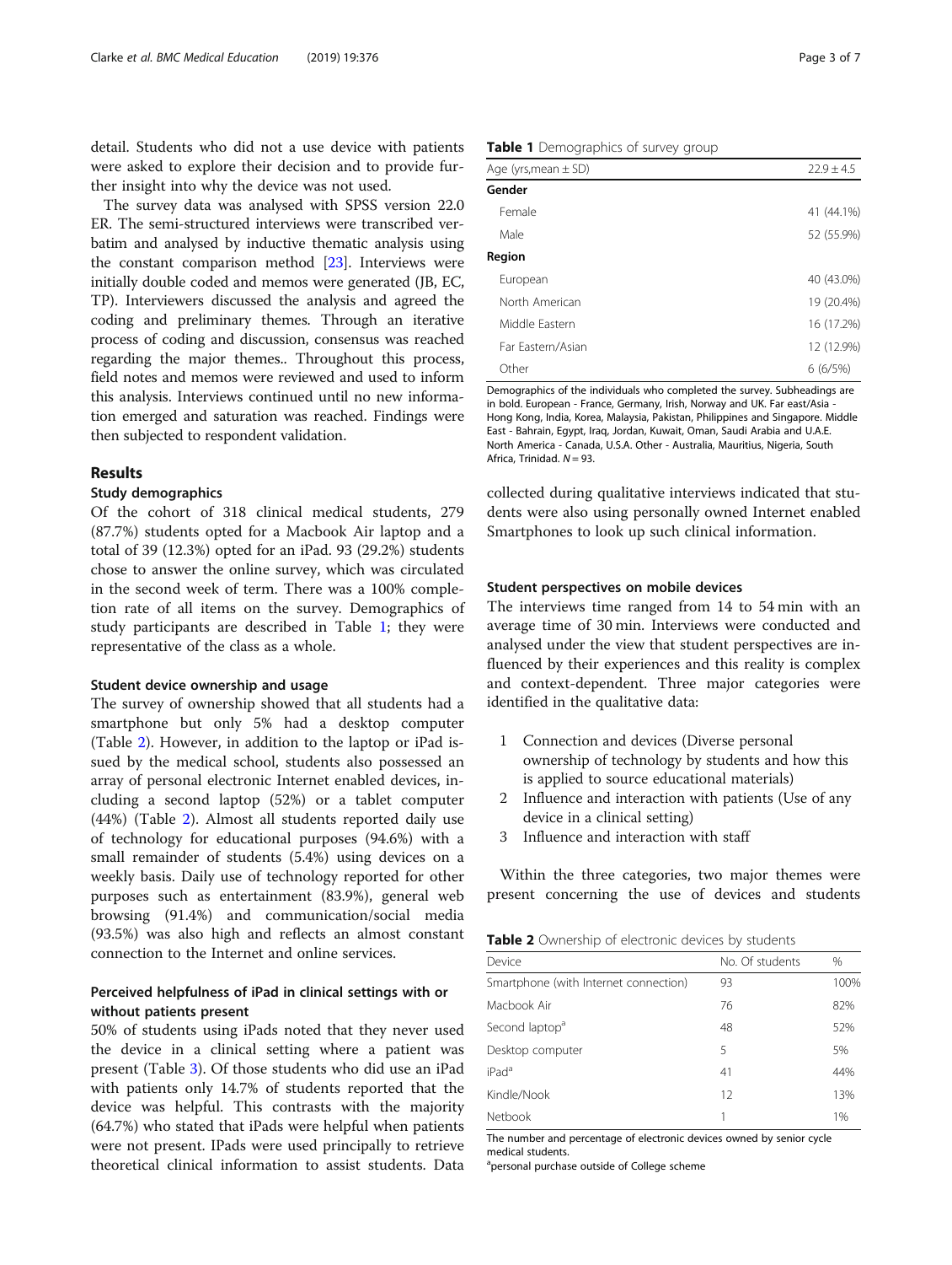detail. Students who did not a use device with patients were asked to explore their decision and to provide further insight into why the device was not used.

The survey data was analysed with SPSS version 22.0 ER. The semi-structured interviews were transcribed verbatim and analysed by inductive thematic analysis using the constant comparison method [23]. Interviews were initially double coded and memos were generated (JB, EC, TP). Interviewers discussed the analysis and agreed the coding and preliminary themes. Through an iterative process of coding and discussion, consensus was reached regarding the major themes. Throughout this process, field notes and memos were reviewed and used to inform this analysis. Interviews continued until no new information emerged and saturation was reached. Findings were then subjected to respondent validation.

## Results

### Study demographics

Of the cohort of 318 clinical medical students, 279 (87.7%) students opted for a Macbook Air laptop and a total of 39 (12.3%) opted for an iPad. 93 (29.2%) students chose to answer the online survey, which was circulated in the second week of term. There was a 100% completion rate of all items on the survey. Demographics of study participants are described in Table 1; they were representative of the class as a whole.

**Table 1** Demographics of survey group

| Age (yrs,mean ± SD) | 22.9 ± 4.5 |
|---|---|
| **Gender** | |
| Female | 41 (44.1%) |
| Male | 52 (55.9%) |
| **Region** | |
| European | 40 (43.0%) |
| North American | 19 (20.4%) |
| Middle Eastern | 16 (17.2%) |
| Far Eastern/Asian | 12 (12.9%) |
| Other | 6 (6/5%) |

Demographics of the individuals who completed the survey. Subheadings are in bold. European - France, Germany, Irish, Norway and UK. Far east/Asia - Hong Kong, India, Korea, Malaysia, Pakistan, Philippines and Singapore. Middle East - Bahrain, Egypt, Iraq, Jordan, Kuwait, Oman, Saudi Arabia and U.A.E. North America - Canada, U.S.A. Other - Australia, Mauritius, Nigeria, South Africa, Trinidad. $N = 93$.

### Student device ownership and usage

The survey of ownership showed that all students had a smartphone but only 5% had a desktop computer (Table 2). However, in addition to the laptop or iPad issued by the medical school, students also possessed an array of personal electronic Internet enabled devices, including a second laptop (52%) or a tablet computer (44%) (Table 2). Almost all students reported daily use of technology for educational purposes (94.6%) with a small remainder of students (5.4%) using devices on a weekly basis. Daily use of technology reported for other purposes such as entertainment (83.9%), general web browsing (91.4%) and communication/social media (93.5%) was also high and reflects an almost constant connection to the Internet and online services.

### Perceived helpfulness of iPad in clinical settings with or without patients present

50% of students using iPads noted that they never used the device in a clinical setting where a patient was present (Table 3). Of those students who did use an iPad with patients only 14.7% of students reported that the device was helpful. This contrasts with the majority (64.7%) who stated that iPads were helpful when patients were not present. IPads were used principally to retrieve theoretical clinical information to assist students. Data collected during qualitative interviews indicated that students were also using personally owned Internet enabled Smartphones to look up such clinical information.

### Student perspectives on mobile devices

The interviews time ranged from 14 to 54 min with an average time of 30 min. Interviews were conducted and analysed under the view that student perspectives are influenced by their experiences and this reality is complex and context-dependent. Three major categories were identified in the qualitative data:

1. Connection and devices (Diverse personal ownership of technology by students and how this is applied to source educational materials)
2. Influence and interaction with patients (Use of any device in a clinical setting)
3. Influence and interaction with staff

Within the three categories, two major themes were present concerning the use of devices and students

**Table 2** Ownership of electronic devices by students

| Device | No. Of students | % |
|---|---|---|
| Smartphone (with Internet connection) | 93 | 100% |
| Macbook Air | 76 | 82% |
| Second laptop[a] | 48 | 52% |
| Desktop computer | 5 | 5% |
| iPad[a] | 41 | 44% |
| Kindle/Nook | 12 | 13% |
| Netbook | 1 | 1% |

The number and percentage of electronic devices owned by senior cycle medical students.

[a]personal purchase outside of College scheme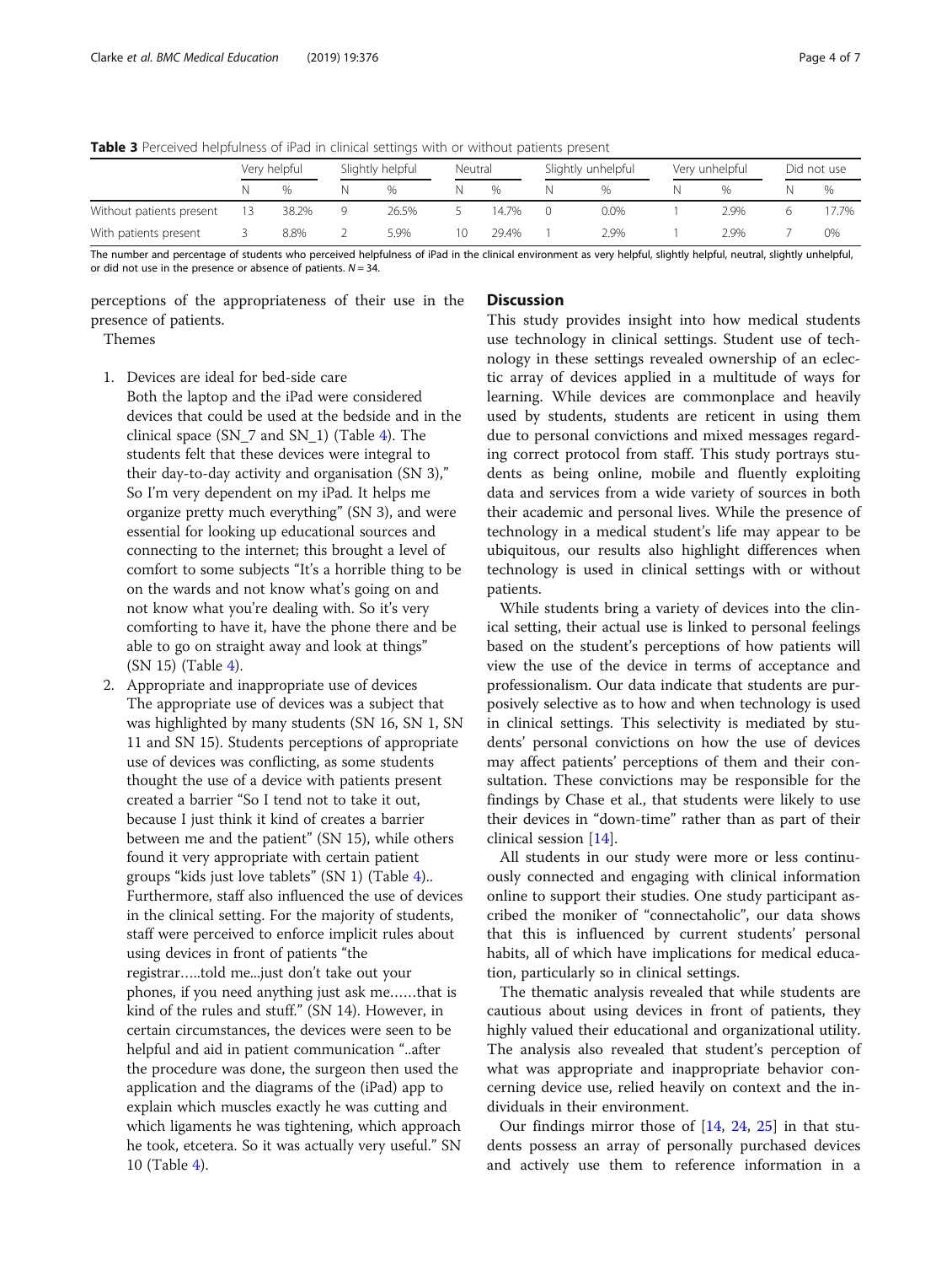**Table 3** Perceived helpfulness of iPad in clinical settings with or without patients present

| | Very helpful | | Slightly helpful | | Neutral | | Slightly unhelpful | | Very unhelpful | | Did not use | |
|---|---|---|---|---|---|---|---|---|---|---|---|---|
| | N | % | N | % | N | % | N | % | N | % | N | % |
| Without patients present | 13 | 38.2% | 9 | 26.5% | 5 | 14.7% | 0 | 0.0% | 1 | 2.9% | 6 | 17.7% |
| With patients present | 3 | 8.8% | 2 | 5.9% | 10 | 29.4% | 1 | 2.9% | 1 | 2.9% | 7 | 0% |

The number and percentage of students who perceived helpfulness of iPad in the clinical environment as very helpful, slightly helpful, neutral, slightly unhelpful, or did not use in the presence or absence of patients. $N = 34$.

perceptions of the appropriateness of their use in the presence of patients.

Themes

1. Devices are ideal for bed-side care
   Both the laptop and the iPad were considered devices that could be used at the bedside and in the clinical space (SN_7 and SN_1) (Table 4). The students felt that these devices were integral to their day-to-day activity and organisation (SN 3)," So I'm very dependent on my iPad. It helps me organize pretty much everything" (SN 3), and were essential for looking up educational sources and connecting to the internet; this brought a level of comfort to some subjects "It's a horrible thing to be on the wards and not know what's going on and not know what you're dealing with. So it's very comforting to have it, have the phone there and be able to go on straight away and look at things" (SN 15) (Table 4).
2. Appropriate and inappropriate use of devices
   The appropriate use of devices was a subject that was highlighted by many students (SN 16, SN 1, SN 11 and SN 15). Students perceptions of appropriate use of devices was conflicting, as some students thought the use of a device with patients present created a barrier "So I tend not to take it out, because I just think it kind of creates a barrier between me and the patient" (SN 15), while others found it very appropriate with certain patient groups "kids just love tablets" (SN 1) (Table 4).. Furthermore, staff also influenced the use of devices in the clinical setting. For the majority of students, staff were perceived to enforce implicit rules about using devices in front of patients "the registrar…..told me...just don't take out your phones, if you need anything just ask me……that is kind of the rules and stuff." (SN 14). However, in certain circumstances, the devices were seen to be helpful and aid in patient communication "..after the procedure was done, the surgeon then used the application and the diagrams of the (iPad) app to explain which muscles exactly he was cutting and which ligaments he was tightening, which approach he took, etcetera. So it was actually very useful." SN 10 (Table 4).

## Discussion

This study provides insight into how medical students use technology in clinical settings. Student use of technology in these settings revealed ownership of an eclectic array of devices applied in a multitude of ways for learning. While devices are commonplace and heavily used by students, students are reticent in using them due to personal convictions and mixed messages regarding correct protocol from staff. This study portrays students as being online, mobile and fluently exploiting data and services from a wide variety of sources in both their academic and personal lives. While the presence of technology in a medical student's life may appear to be ubiquitous, our results also highlight differences when technology is used in clinical settings with or without patients.

While students bring a variety of devices into the clinical setting, their actual use is linked to personal feelings based on the student's perceptions of how patients will view the use of the device in terms of acceptance and professionalism. Our data indicate that students are purposively selective as to how and when technology is used in clinical settings. This selectivity is mediated by students' personal convictions on how the use of devices may affect patients' perceptions of them and their consultation. These convictions may be responsible for the findings by Chase et al., that students were likely to use their devices in "down-time" rather than as part of their clinical session [14].

All students in our study were more or less continuously connected and engaging with clinical information online to support their studies. One study participant ascribed the moniker of "connectaholic", our data shows that this is influenced by current students' personal habits, all of which have implications for medical education, particularly so in clinical settings.

The thematic analysis revealed that while students are cautious about using devices in front of patients, they highly valued their educational and organizational utility. The analysis also revealed that student's perception of what was appropriate and inappropriate behavior concerning device use, relied heavily on context and the individuals in their environment.

Our findings mirror those of [14, 24, 25] in that students possess an array of personally purchased devices and actively use them to reference information in a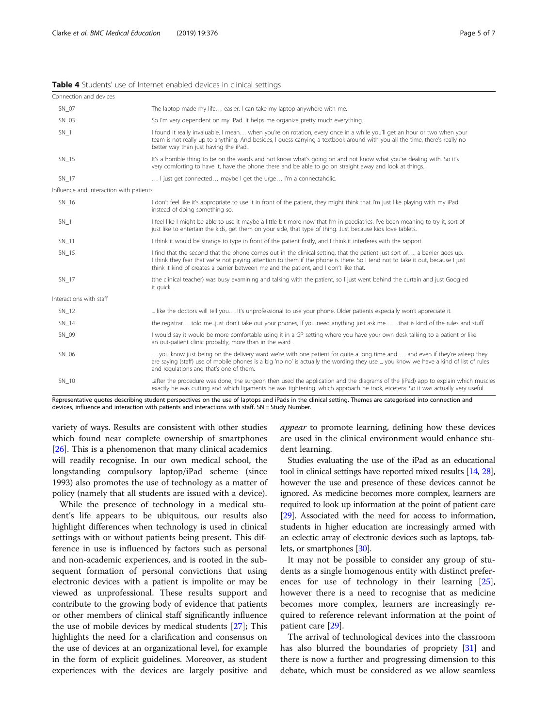**Table 4** Students' use of Internet enabled devices in clinical settings

| | |
|---|---|
| Connection and devices | |
| SN_07 | The laptop made my life… easier. I can take my laptop anywhere with me. |
| SN_03 | So I'm very dependent on my iPad. It helps me organize pretty much everything. |
| SN_1 | I found it really invaluable. I mean… when you're on rotation, every once in a while you'll get an hour or two when your team is not really up to anything. And besides, I guess carrying a textbook around with you all the time, there's really no better way than just having the iPad.. |
| SN_15 | It's a horrible thing to be on the wards and not know what's going on and not know what you're dealing with. So it's very comforting to have it, have the phone there and be able to go on straight away and look at things. |
| SN_17 | … I just get connected… maybe I get the urge… I'm a connectaholic. |
| Influence and interaction with patients | |
| SN_16 | I don't feel like it's appropriate to use it in front of the patient, they might think that I'm just like playing with my iPad instead of doing something so. |
| SN_1 | I feel like I might be able to use it maybe a little bit more now that I'm in paediatrics. I've been meaning to try it, sort of just like to entertain the kids, get them on your side, that type of thing. Just because kids love tablets. |
| SN_11 | I think it would be strange to type in front of the patient firstly, and I think it interferes with the rapport. |
| SN_15 | I find that the second that the phone comes out in the clinical setting, that the patient just sort of…, a barrier goes up. I think they fear that we're not paying attention to them if the phone is there. So I tend not to take it out, because I just think it kind of creates a barrier between me and the patient, and I don't like that. |
| SN_17 | (the clinical teacher) was busy examining and talking with the patient, so I just went behind the curtain and just Googled it quick. |
| Interactions with staff | |
| SN_12 | ... like the doctors will tell you…..It's unprofessional to use your phone. Older patients especially won't appreciate it. |
| SN_14 | the registrar…..told me...just don't take out your phones, if you need anything just ask me……that is kind of the rules and stuff. |
| SN_09 | I would say it would be more comfortable using it in a GP setting where you have your own desk talking to a patient or like an out-patient clinic probably, more than in the ward . |
| SN_06 | ….you know just being on the delivery ward we're with one patient for quite a long time and … and even if they're asleep they are saying (staff) use of mobile phones is a big 'no no' is actually the wording they use ... you know we have a kind of list of rules and regulations and that's one of them. |
| SN_10 | ..after the procedure was done, the surgeon then used the application and the diagrams of the (iPad) app to explain which muscles exactly he was cutting and which ligaments he was tightening, which approach he took, etcetera. So it was actually very useful. |

Representative quotes describing student perspectives on the use of laptops and iPads in the clinical setting. Themes are categorised into connection and devices, influence and interaction with patients and interactions with staff. SN = Study Number.

variety of ways. Results are consistent with other studies which found near complete ownership of smartphones [26]. This is a phenomenon that many clinical academics will readily recognise. In our own medical school, the longstanding compulsory laptop/iPad scheme (since 1993) also promotes the use of technology as a matter of policy (namely that all students are issued with a device).

While the presence of technology in a medical student's life appears to be ubiquitous, our results also highlight differences when technology is used in clinical settings with or without patients being present. This difference in use is influenced by factors such as personal and non-academic experiences, and is rooted in the subsequent formation of personal convictions that using electronic devices with a patient is impolite or may be viewed as unprofessional. These results support and contribute to the growing body of evidence that patients or other members of clinical staff significantly influence the use of mobile devices by medical students [27]; This highlights the need for a clarification and consensus on the use of devices at an organizational level, for example in the form of explicit guidelines. Moreover, as student experiences with the devices are largely positive and *appear* to promote learning, defining how these devices are used in the clinical environment would enhance student learning.

Studies evaluating the use of the iPad as an educational tool in clinical settings have reported mixed results [14, 28], however the use and presence of these devices cannot be ignored. As medicine becomes more complex, learners are required to look up information at the point of patient care [29]. Associated with the need for access to information, students in higher education are increasingly armed with an eclectic array of electronic devices such as laptops, tablets, or smartphones [30].

It may not be possible to consider any group of students as a single homogenous entity with distinct preferences for use of technology in their learning [25], however there is a need to recognise that as medicine becomes more complex, learners are increasingly required to reference relevant information at the point of patient care [29].

The arrival of technological devices into the classroom has also blurred the boundaries of propriety [31] and there is now a further and progressing dimension to this debate, which must be considered as we allow seamless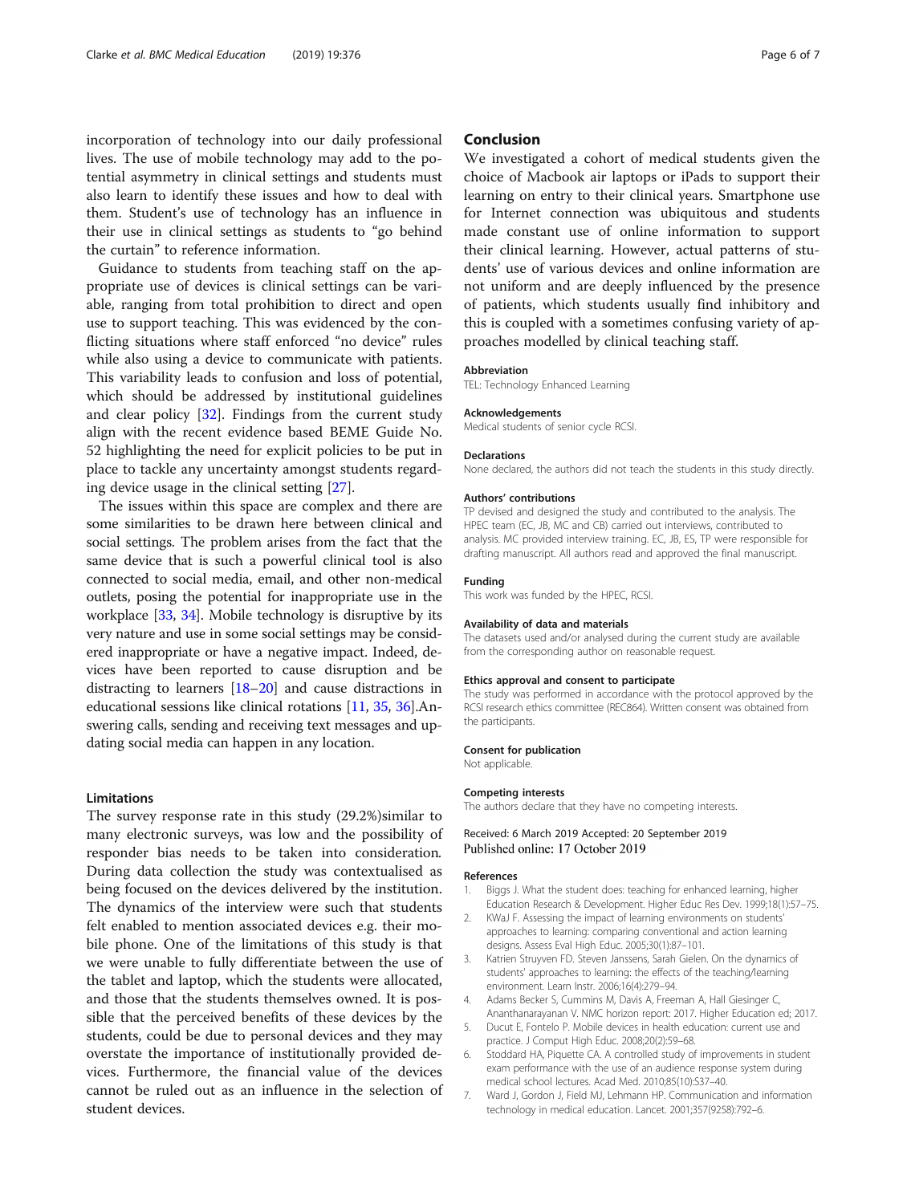incorporation of technology into our daily professional lives. The use of mobile technology may add to the potential asymmetry in clinical settings and students must also learn to identify these issues and how to deal with them. Student's use of technology has an influence in their use in clinical settings as students to "go behind the curtain" to reference information.

Guidance to students from teaching staff on the appropriate use of devices is clinical settings can be variable, ranging from total prohibition to direct and open use to support teaching. This was evidenced by the conflicting situations where staff enforced "no device" rules while also using a device to communicate with patients. This variability leads to confusion and loss of potential, which should be addressed by institutional guidelines and clear policy [32]. Findings from the current study align with the recent evidence based BEME Guide No. 52 highlighting the need for explicit policies to be put in place to tackle any uncertainty amongst students regarding device usage in the clinical setting [27].

The issues within this space are complex and there are some similarities to be drawn here between clinical and social settings. The problem arises from the fact that the same device that is such a powerful clinical tool is also connected to social media, email, and other non-medical outlets, posing the potential for inappropriate use in the workplace [33, 34]. Mobile technology is disruptive by its very nature and use in some social settings may be considered inappropriate or have a negative impact. Indeed, devices have been reported to cause disruption and be distracting to learners [18–20] and cause distractions in educational sessions like clinical rotations [11, 35, 36].Answering calls, sending and receiving text messages and updating social media can happen in any location.

### Limitations

The survey response rate in this study (29.2%)similar to many electronic surveys, was low and the possibility of responder bias needs to be taken into consideration. During data collection the study was contextualised as being focused on the devices delivered by the institution. The dynamics of the interview were such that students felt enabled to mention associated devices e.g. their mobile phone. One of the limitations of this study is that we were unable to fully differentiate between the use of the tablet and laptop, which the students were allocated, and those that the students themselves owned. It is possible that the perceived benefits of these devices by the students, could be due to personal devices and they may overstate the importance of institutionally provided devices. Furthermore, the financial value of the devices cannot be ruled out as an influence in the selection of student devices.

## Conclusion

We investigated a cohort of medical students given the choice of Macbook air laptops or iPads to support their learning on entry to their clinical years. Smartphone use for Internet connection was ubiquitous and students made constant use of online information to support their clinical learning. However, actual patterns of students' use of various devices and online information are not uniform and are deeply influenced by the presence of patients, which students usually find inhibitory and this is coupled with a sometimes confusing variety of approaches modelled by clinical teaching staff.

#### Abbreviation

TEL: Technology Enhanced Learning

#### Acknowledgements

Medical students of senior cycle RCSI.

#### Declarations

None declared, the authors did not teach the students in this study directly.

#### Authors' contributions

TP devised and designed the study and contributed to the analysis. The HPEC team (EC, JB, MC and CB) carried out interviews, contributed to analysis. MC provided interview training. EC, JB, ES, TP were responsible for drafting manuscript. All authors read and approved the final manuscript.

#### Funding

This work was funded by the HPEC, RCSI.

#### Availability of data and materials

The datasets used and/or analysed during the current study are available from the corresponding author on reasonable request.

#### Ethics approval and consent to participate

The study was performed in accordance with the protocol approved by the RCSI research ethics committee (REC864). Written consent was obtained from the participants.

#### Consent for publication

Not applicable.

#### Competing interests

The authors declare that they have no competing interests.

Received: 6 March 2019 Accepted: 20 September 2019
Published online: 17 October 2019

#### References

1. Biggs J. What the student does: teaching for enhanced learning, higher Education Research & Development. Higher Educ Res Dev. 1999;18(1):57–75.
2. KWaJ F. Assessing the impact of learning environments on students' approaches to learning: comparing conventional and action learning designs. Assess Eval High Educ. 2005;30(1):87–101.
3. Katrien Struyven FD. Steven Janssens, Sarah Gielen. On the dynamics of students' approaches to learning: the effects of the teaching/learning environment. Learn Instr. 2006;16(4):279–94.
4. Adams Becker S, Cummins M, Davis A, Freeman A, Hall Giesinger C, Ananthanarayanan V. NMC horizon report: 2017. Higher Education ed; 2017.
5. Ducut E, Fontelo P. Mobile devices in health education: current use and practice. J Comput High Educ. 2008;20(2):59–68.
6. Stoddard HA, Piquette CA. A controlled study of improvements in student exam performance with the use of an audience response system during medical school lectures. Acad Med. 2010;85(10):S37–40.
7. Ward J, Gordon J, Field MJ, Lehmann HP. Communication and information technology in medical education. Lancet. 2001;357(9258):792–6.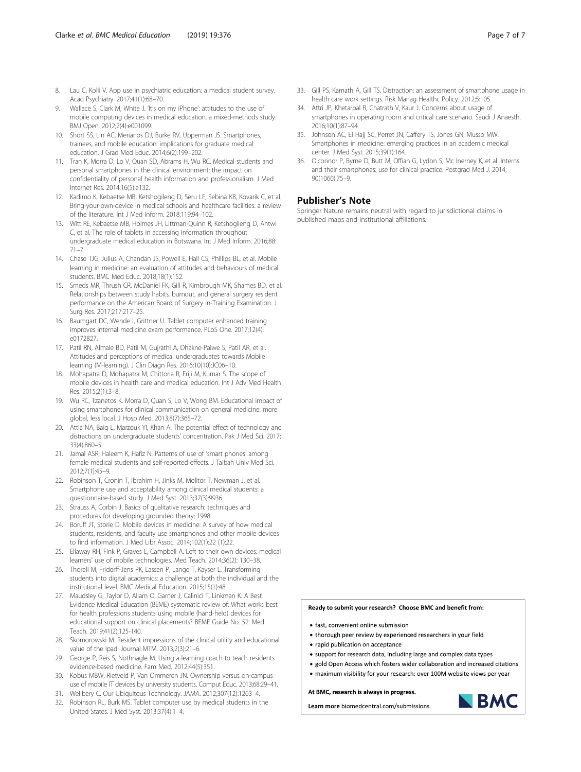8. Lau C, Kolli V. App use in psychiatric education: a medical student survey. Acad Psychiatry. 2017;41(1):68–70.
9. Wallace S, Clark M, White J. 'It's on my iPhone': attitudes to the use of mobile computing devices in medical education, a mixed-methods study. BMJ Open. 2012;2(4):e001099.
10. Short SS, Lin AC, Merianos DJ, Burke RV, Upperman JS. Smartphones, trainees, and mobile education: implications for graduate medical education. J Grad Med Educ. 2014;6(2):199–202.
11. Tran K, Morra D, Lo V, Quan SD, Abrams H, Wu RC. Medical students and personal smartphones in the clinical environment: the impact on confidentiality of personal health information and professionalism. J Med Internet Res. 2014;16(5):e132.
12. Kadimo K, Kebaetse MB, Ketshogileng D, Seru LE, Sebina KB, Kovarik C, et al. Bring-your-own-device in medical schools and healthcare facilities: a review of the literature. Int J Med Inform. 2018;119:94–102.
13. Witt RE, Kebaetse MB, Holmes JH, Littman-Quinn R, Ketshogileng D, Antwi C, et al. The role of tablets in accessing information throughout undergraduate medical education in Botswana. Int J Med Inform. 2016;88: 71–7.
14. Chase TJG, Julius A, Chandan JS, Powell E, Hall CS, Phillips BL, et al. Mobile learning in medicine: an evaluation of attitudes and behaviours of medical students. BMC Med Educ. 2018;18(1):152.
15. Smeds MR, Thrush CR, McDaniel FK, Gill R, Kimbrough MK, Shames BD, et al. Relationships between study habits, burnout, and general surgery resident performance on the American Board of Surgery in-Training Examination. J Surg Res. 2017;217:217–25.
16. Baumgart DC, Wende I, Grittner U. Tablet computer enhanced training improves internal medicine exam performance. PLoS One. 2017;12(4): e0172827.
17. Patil RN, Almale BD, Patil M, Gujrathi A, Dhakne-Palwe S, Patil AR, et al. Attitudes and perceptions of medical undergraduates towards Mobile learning (M-learning). J Clin Diagn Res. 2016;10(10):JC06–10.
18. Mohapatra D, Mohapatra M, Chittoria R, Friji M, Kumar S. The scope of mobile devices in health care and medical education. Int J Adv Med Health Res. 2015;2(1):3–8.
19. Wu RC, Tzanetos K, Morra D, Quan S, Lo V, Wong BM. Educational impact of using smartphones for clinical communication on general medicine: more global, less local. J Hosp Med. 2013;8(7):365–72.
20. Attia NA, Baig L, Marzouk YI, Khan A. The potential effect of technology and distractions on undergraduate students' concentration. Pak J Med Sci. 2017; 33(4):860–5.
21. Jamal ASR, Haleem K, Hafiz N. Patterns of use of 'smart phones' among female medical students and self-reported effects. J Taibah Univ Med Sci. 2012;7(1):45–9.
22. Robinson T, Cronin T, Ibrahim H, Jinks M, Molitor T, Newman J, et al. Smartphone use and acceptability among clinical medical students: a questionnaire-based study. J Med Syst. 2013;37(3):9936.
23. Strauss A, Corbin J. Basics of qualitative research: techniques and procedures for developing grounded theory; 1998.
24. Boruff JT, Storie D. Mobile devices in medicine: A survey of how medical students, residents, and faculty use smartphones and other mobile devices to find information. J Med Libr Assoc. 2014;102(1):22 (1):22.
25. Ellaway RH, Fink P, Graves L, Campbell A. Left to their own devices: medical learners' use of mobile technologies. Med Teach. 2014;36(2): 130–38.
26. Thorell M, Fridorff-Jens PK, Lassen P, Lange T, Kayser L. Transforming students into digital academics: a challenge at both the individual and the institutional level. BMC Medical Education. 2015;15(1):48.
27. Maudsley G, Taylor D, Allam O, Garner J, Calinici T, Linkman K. A Best Evidence Medical Education (BEME) systematic review of: What works best for health professions students using mobile (hand-held) devices for educational support on clinical placements? BEME Guide No. 52. Med Teach. 2019;41(2):125-140.
28. Skomorowski M. Resident impressions of the clinical utility and educational value of the Ipad. Journal MTM. 2013;2(3):21–6.
29. George P, Reis S, Nothnagle M. Using a learning coach to teach residents evidence-based medicine. Fam Med. 2012;44(5):351.
30. Kobus MBW, Rietveld P, Van Ommeren JN. Ownership versus on-campus use of mobile IT devices by university students. Comput Educ. 2013;68:29–41.
31. Wellbery C. Our Ubiquitous Technology. JAMA. 2012;307(12):1263–4.
32. Robinson RL, Burk MS. Tablet computer use by medical students in the United States. J Med Syst. 2013;37(4):1–4.
33. Gill PS, Kamath A, Gill TS. Distraction: an assessment of smartphone usage in health care work settings. Risk Manag Healthc Policy. 2012;5:105.
34. Attri JP, Khetarpal R, Chatrath V, Kaur J. Concerns about usage of smartphones in operating room and critical care scenario. Saudi J Anaesth. 2016;10(1):87–94.
35. Johnson AC, El Hajj SC, Perret JN, Caffery TS, Jones GN, Musso MW. Smartphones in medicine: emerging practices in an academic medical center. J Med Syst. 2015;39(1):164.
36. O'connor P, Byrne D, Butt M, Offiah G, Lydon S, Mc Inerney K, et al. Interns and their smartphones: use for clinical practice. Postgrad Med J. 2014; 90(1060):75–9.

## Publisher's Note

Springer Nature remains neutral with regard to jurisdictional claims in published maps and institutional affiliations.

**Ready to submit your research? Choose BMC and benefit from:**

- fast, convenient online submission
- thorough peer review by experienced researchers in your field
- rapid publication on acceptance
- support for research data, including large and complex data types
- gold Open Access which fosters wider collaboration and increased citations
- maximum visibility for your research: over 100M website views per year

**At BMC, research is always in progress.**

**Learn more** biomedcentral.com/submissions

BMC